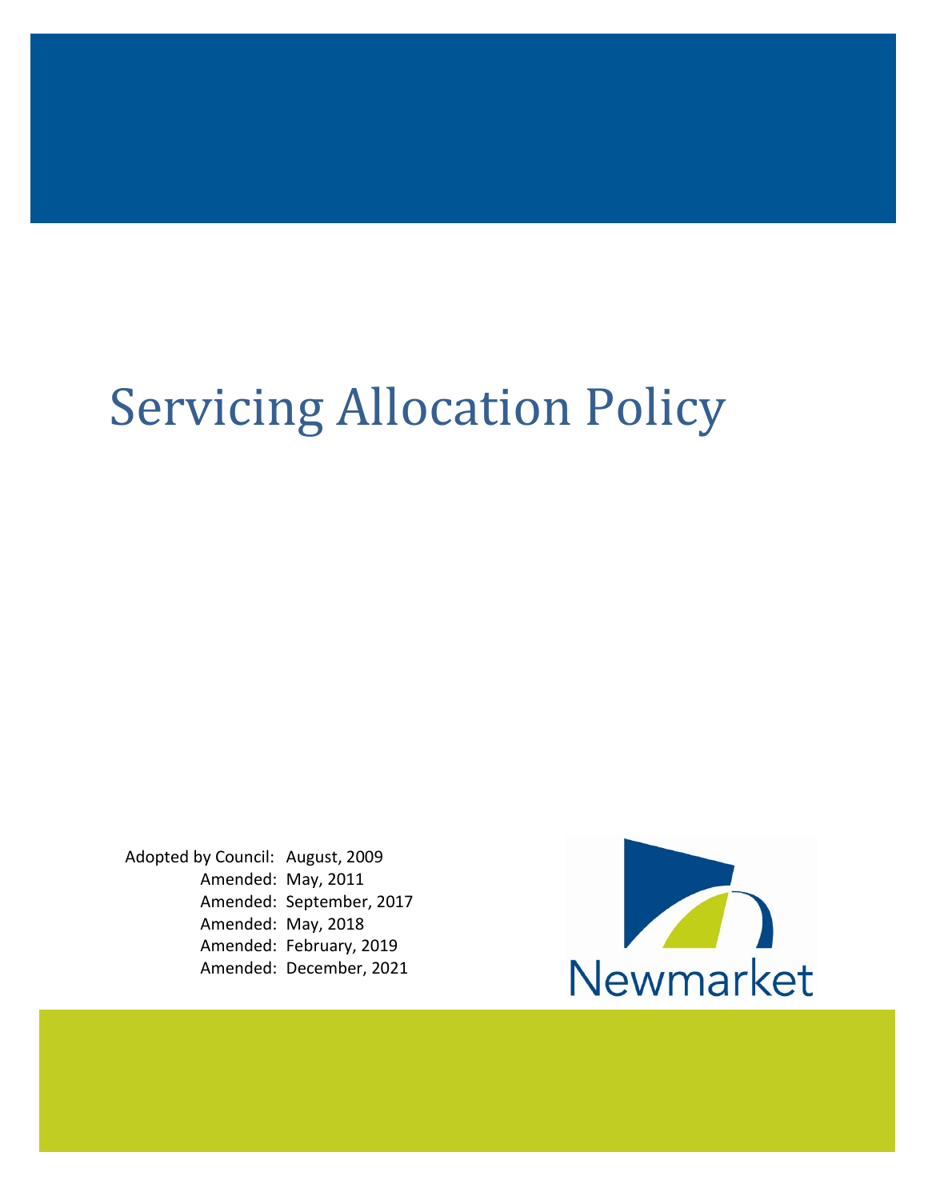# Servicing Allocation Policy

Adopted by Council: August, 2009
Amended: May, 2011
Amended: September, 2017
Amended: May, 2018
Amended: February, 2019
Amended: December, 2021

Newmarket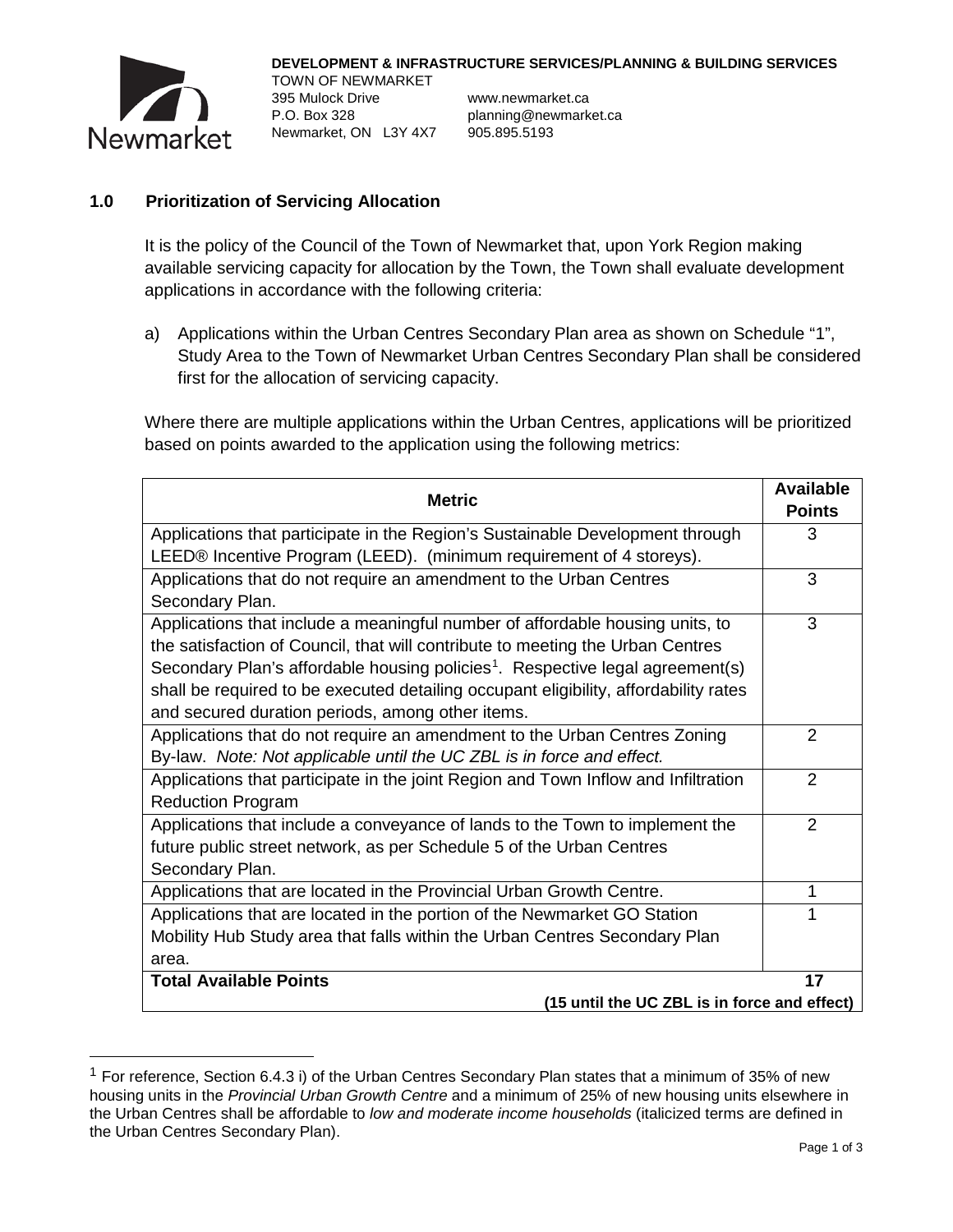DEVELOPMENT & INFRASTRUCTURE SERVICES/PLANNING & BUILDING SERVICES
TOWN OF NEWMARKET
395 Mulock Drive	www.newmarket.ca
P.O. Box 328	planning@newmarket.ca
Newmarket, ON L3Y 4X7	905.895.5193

## 1.0 Prioritization of Servicing Allocation

It is the policy of the Council of the Town of Newmarket that, upon York Region making available servicing capacity for allocation by the Town, the Town shall evaluate development applications in accordance with the following criteria:

a) Applications within the Urban Centres Secondary Plan area as shown on Schedule "1", Study Area to the Town of Newmarket Urban Centres Secondary Plan shall be considered first for the allocation of servicing capacity.

Where there are multiple applications within the Urban Centres, applications will be prioritized based on points awarded to the application using the following metrics:

| Metric | Available Points |
|---|---|
| Applications that participate in the Region's Sustainable Development through LEED® Incentive Program (LEED). (minimum requirement of 4 storeys). | 3 |
| Applications that do not require an amendment to the Urban Centres Secondary Plan. | 3 |
| Applications that include a meaningful number of affordable housing units, to the satisfaction of Council, that will contribute to meeting the Urban Centres Secondary Plan's affordable housing policies[1]. Respective legal agreement(s) shall be required to be executed detailing occupant eligibility, affordability rates and secured duration periods, among other items. | 3 |
| Applications that do not require an amendment to the Urban Centres Zoning By-law. *Note: Not applicable until the UC ZBL is in force and effect.* | 2 |
| Applications that participate in the joint Region and Town Inflow and Infiltration Reduction Program | 2 |
| Applications that include a conveyance of lands to the Town to implement the future public street network, as per Schedule 5 of the Urban Centres Secondary Plan. | 2 |
| Applications that are located in the Provincial Urban Growth Centre. | 1 |
| Applications that are located in the portion of the Newmarket GO Station Mobility Hub Study area that falls within the Urban Centres Secondary Plan area. | 1 |
| **Total Available Points** | **17** |
| | **(15 until the UC ZBL is in force and effect)** |

[1] For reference, Section 6.4.3 i) of the Urban Centres Secondary Plan states that a minimum of 35% of new housing units in the *Provincial Urban Growth Centre* and a minimum of 25% of new housing units elsewhere in the Urban Centres shall be affordable to *low and moderate income households* (italicized terms are defined in the Urban Centres Secondary Plan).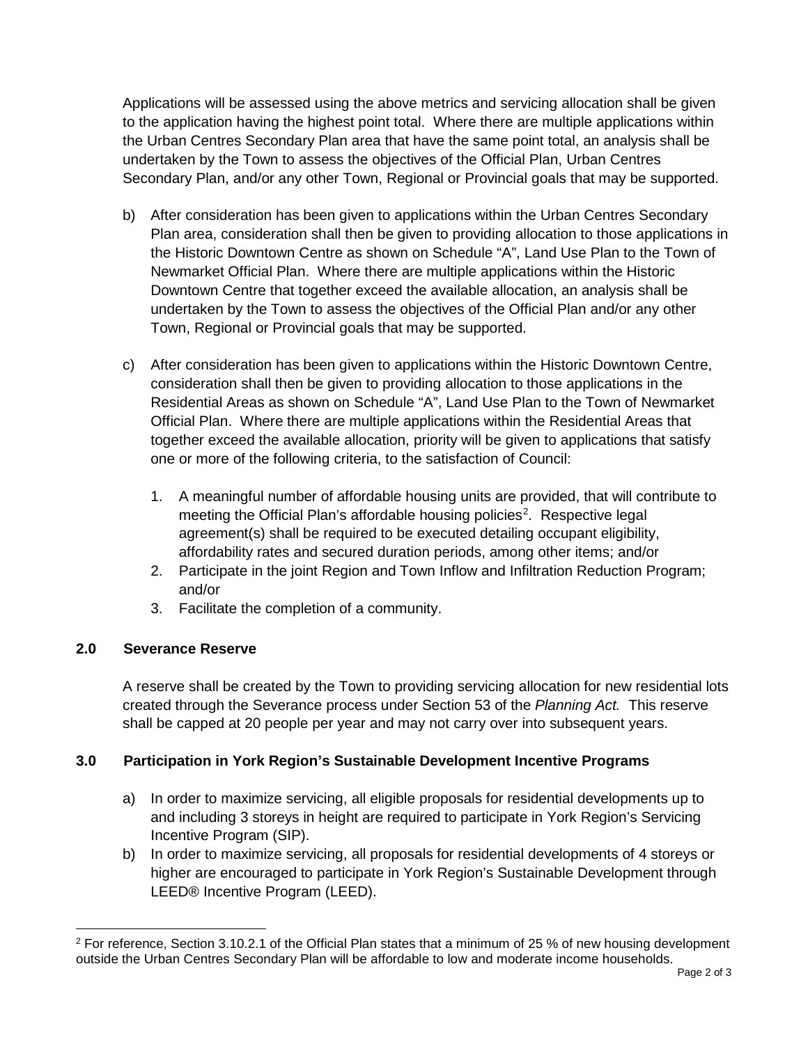Applications will be assessed using the above metrics and servicing allocation shall be given to the application having the highest point total. Where there are multiple applications within the Urban Centres Secondary Plan area that have the same point total, an analysis shall be undertaken by the Town to assess the objectives of the Official Plan, Urban Centres Secondary Plan, and/or any other Town, Regional or Provincial goals that may be supported.

b) After consideration has been given to applications within the Urban Centres Secondary Plan area, consideration shall then be given to providing allocation to those applications in the Historic Downtown Centre as shown on Schedule "A", Land Use Plan to the Town of Newmarket Official Plan. Where there are multiple applications within the Historic Downtown Centre that together exceed the available allocation, an analysis shall be undertaken by the Town to assess the objectives of the Official Plan and/or any other Town, Regional or Provincial goals that may be supported.

c) After consideration has been given to applications within the Historic Downtown Centre, consideration shall then be given to providing allocation to those applications in the Residential Areas as shown on Schedule "A", Land Use Plan to the Town of Newmarket Official Plan. Where there are multiple applications within the Residential Areas that together exceed the available allocation, priority will be given to applications that satisfy one or more of the following criteria, to the satisfaction of Council:

1. A meaningful number of affordable housing units are provided, that will contribute to meeting the Official Plan's affordable housing policies[2]. Respective legal agreement(s) shall be required to be executed detailing occupant eligibility, affordability rates and secured duration periods, among other items; and/or
2. Participate in the joint Region and Town Inflow and Infiltration Reduction Program; and/or
3. Facilitate the completion of a community.

### 2.0 Severance Reserve

A reserve shall be created by the Town to providing servicing allocation for new residential lots created through the Severance process under Section 53 of the *Planning Act.* This reserve shall be capped at 20 people per year and may not carry over into subsequent years.

### 3.0 Participation in York Region's Sustainable Development Incentive Programs

a) In order to maximize servicing, all eligible proposals for residential developments up to and including 3 storeys in height are required to participate in York Region's Servicing Incentive Program (SIP).

b) In order to maximize servicing, all proposals for residential developments of 4 storeys or higher are encouraged to participate in York Region's Sustainable Development through LEED® Incentive Program (LEED).

---

[2] For reference, Section 3.10.2.1 of the Official Plan states that a minimum of 25 % of new housing development outside the Urban Centres Secondary Plan will be affordable to low and moderate income households.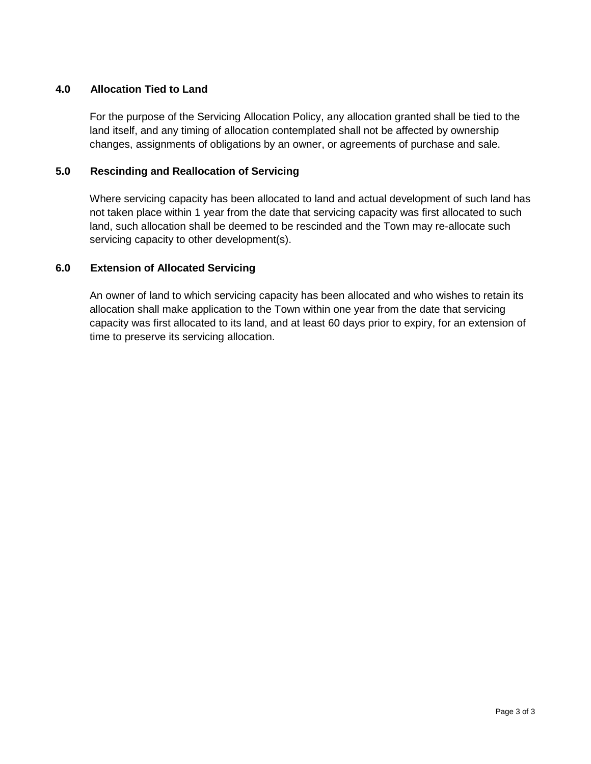## 4.0 Allocation Tied to Land

For the purpose of the Servicing Allocation Policy, any allocation granted shall be tied to the land itself, and any timing of allocation contemplated shall not be affected by ownership changes, assignments of obligations by an owner, or agreements of purchase and sale.

## 5.0 Rescinding and Reallocation of Servicing

Where servicing capacity has been allocated to land and actual development of such land has not taken place within 1 year from the date that servicing capacity was first allocated to such land, such allocation shall be deemed to be rescinded and the Town may re-allocate such servicing capacity to other development(s).

## 6.0 Extension of Allocated Servicing

An owner of land to which servicing capacity has been allocated and who wishes to retain its allocation shall make application to the Town within one year from the date that servicing capacity was first allocated to its land, and at least 60 days prior to expiry, for an extension of time to preserve its servicing allocation.